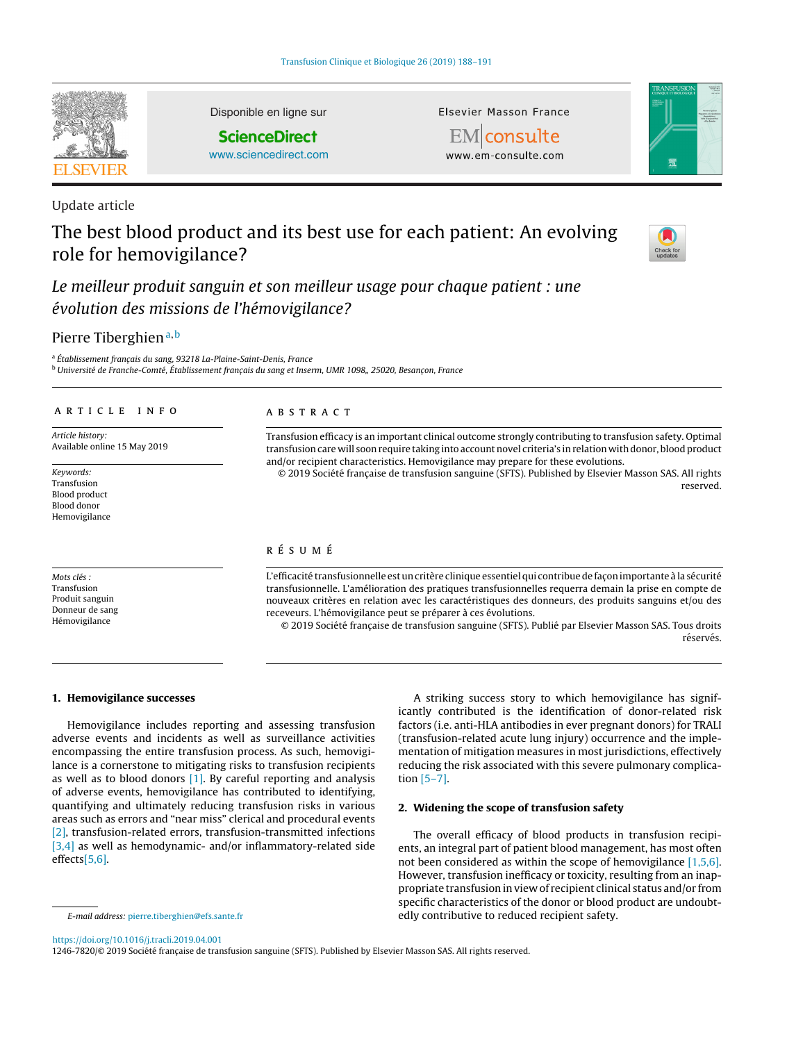Update article

# The best blood product and its best use for each patient: An evolving role for hemovigilance?

## *Le meilleur produit sanguin et son meilleur usage pour chaque patient : une évolution des missions de l'hémovigilance?*

Pierre Tiberghien [a,b]

[a] *Établissement français du sang, 93218 La-Plaine-Saint-Denis, France*
[b] *Université de Franche-Comté, Établissement français du sang et Inserm, UMR 1098,, 25020, Besançon, France*

**ARTICLE INFO**

*Article history:*
Available online 15 May 2019

*Keywords:*
Transfusion
Blood product
Blood donor
Hemovigilance

*Mots clés :*
Transfusion
Produit sanguin
Donneur de sang
Hémovigilance

**ABSTRACT**

Transfusion efficacy is an important clinical outcome strongly contributing to transfusion safety. Optimal transfusion care will soon require taking into account novel criteria's in relation with donor, blood product and/or recipient characteristics. Hemovigilance may prepare for these evolutions.

© 2019 Société française de transfusion sanguine (SFTS). Published by Elsevier Masson SAS. All rights reserved.

**RÉSUMÉ**

L'efficacité transfusionnelle est un critère clinique essentiel qui contribue de façon importante à la sécurité transfusionnelle. L'amélioration des pratiques transfusionnelles requerra demain la prise en compte de nouveaux critères en relation avec les caractéristiques des donneurs, des produits sanguins et/ou des receveurs. L'hémovigilance peut se préparer à ces évolutions.

© 2019 Société française de transfusion sanguine (SFTS). Publié par Elsevier Masson SAS. Tous droits réservés.

## 1. Hemovigilance successes

Hemovigilance includes reporting and assessing transfusion adverse events and incidents as well as surveillance activities encompassing the entire transfusion process. As such, hemovigilance is a cornerstone to mitigating risks to transfusion recipients as well as to blood donors [1]. By careful reporting and analysis of adverse events, hemovigilance has contributed to identifying, quantifying and ultimately reducing transfusion risks in various areas such as errors and "near miss" clerical and procedural events [2], transfusion-related errors, transfusion-transmitted infections [3,4] as well as hemodynamic- and/or inflammatory-related side effects[5,6].

A striking success story to which hemovigilance has significantly contributed is the identification of donor-related risk factors (i.e. anti-HLA antibodies in ever pregnant donors) for TRALI (transfusion-related acute lung injury) occurrence and the implementation of mitigation measures in most jurisdictions, effectively reducing the risk associated with this severe pulmonary complication [5–7].

## 2. Widening the scope of transfusion safety

The overall efficacy of blood products in transfusion recipients, an integral part of patient blood management, has most often not been considered as within the scope of hemovigilance [1,5,6]. However, transfusion inefficacy or toxicity, resulting from an inappropriate transfusion in view of recipient clinical status and/or from specific characteristics of the donor or blood product are undoubtedly contributive to reduced recipient safety.

*E-mail address:* pierre.tiberghien@efs.sante.fr

https://doi.org/10.1016/j.tracli.2019.04.001
1246-7820/© 2019 Société française de transfusion sanguine (SFTS). Published by Elsevier Masson SAS. All rights reserved.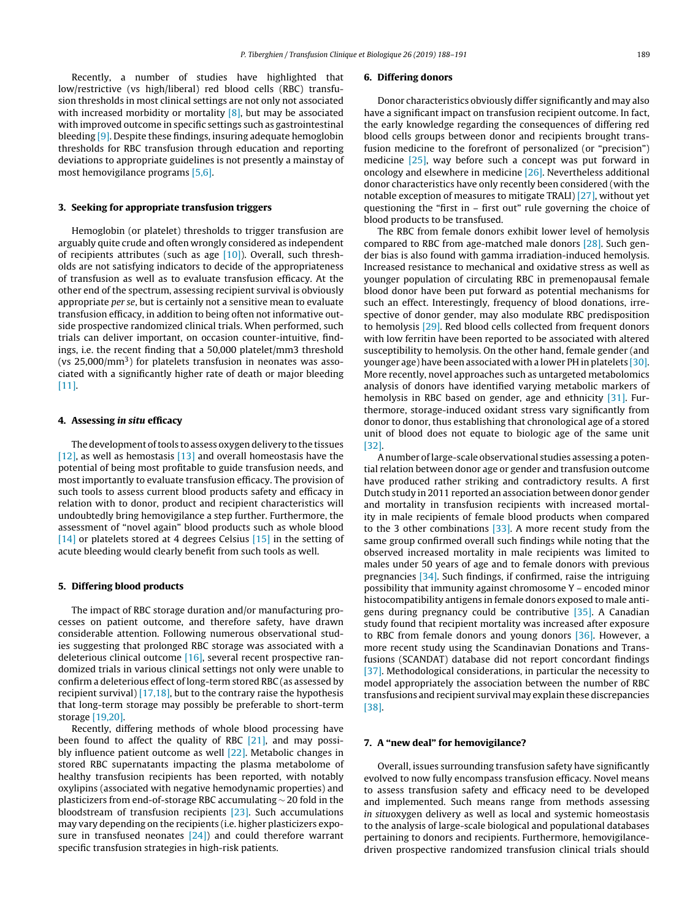Recently, a number of studies have highlighted that low/restrictive (vs high/liberal) red blood cells (RBC) transfusion thresholds in most clinical settings are not only not associated with increased morbidity or mortality [8], but may be associated with improved outcome in specific settings such as gastrointestinal bleeding [9]. Despite these findings, insuring adequate hemoglobin thresholds for RBC transfusion through education and reporting deviations to appropriate guidelines is not presently a mainstay of most hemovigilance programs [5,6].

## 3. Seeking for appropriate transfusion triggers

Hemoglobin (or platelet) thresholds to trigger transfusion are arguably quite crude and often wrongly considered as independent of recipients attributes (such as age [10]). Overall, such thresholds are not satisfying indicators to decide of the appropriateness of transfusion as well as to evaluate transfusion efficacy. At the other end of the spectrum, assessing recipient survival is obviously appropriate *per se*, but is certainly not a sensitive mean to evaluate transfusion efficacy, in addition to being often not informative outside prospective randomized clinical trials. When performed, such trials can deliver important, on occasion counter-intuitive, findings, i.e. the recent finding that a 50,000 platelet/mm3 threshold (vs 25,000/mm$^3$) for platelets transfusion in neonates was associated with a significantly higher rate of death or major bleeding [11].

## 4. Assessing *in situ* efficacy

The development of tools to assess oxygen delivery to the tissues [12], as well as hemostasis [13] and overall homeostasis have the potential of being most profitable to guide transfusion needs, and most importantly to evaluate transfusion efficacy. The provision of such tools to assess current blood products safety and efficacy in relation with to donor, product and recipient characteristics will undoubtedly bring hemovigilance a step further. Furthermore, the assessment of "novel again" blood products such as whole blood [14] or platelets stored at 4 degrees Celsius [15] in the setting of acute bleeding would clearly benefit from such tools as well.

## 5. Differing blood products

The impact of RBC storage duration and/or manufacturing processes on patient outcome, and therefore safety, have drawn considerable attention. Following numerous observational studies suggesting that prolonged RBC storage was associated with a deleterious clinical outcome [16], several recent prospective randomized trials in various clinical settings not only were unable to confirm a deleterious effect of long-term stored RBC (as assessed by recipient survival) [17,18], but to the contrary raise the hypothesis that long-term storage may possibly be preferable to short-term storage [19,20].

Recently, differing methods of whole blood processing have been found to affect the quality of RBC [21], and may possibly influence patient outcome as well [22]. Metabolic changes in stored RBC supernatants impacting the plasma metabolome of healthy transfusion recipients has been reported, with notably oxylipins (associated with negative hemodynamic properties) and plasticizers from end-of-storage RBC accumulating ~ 20 fold in the bloodstream of transfusion recipients [23]. Such accumulations may vary depending on the recipients (i.e. higher plasticizers exposure in transfused neonates [24]) and could therefore warrant specific transfusion strategies in high-risk patients.

## 6. Differing donors

Donor characteristics obviously differ significantly and may also have a significant impact on transfusion recipient outcome. In fact, the early knowledge regarding the consequences of differing red blood cells groups between donor and recipients brought transfusion medicine to the forefront of personalized (or "precision") medicine [25], way before such a concept was put forward in oncology and elsewhere in medicine [26]. Nevertheless additional donor characteristics have only recently been considered (with the notable exception of measures to mitigate TRALI) [27], without yet questioning the "first in – first out" rule governing the choice of blood products to be transfused.

The RBC from female donors exhibit lower level of hemolysis compared to RBC from age-matched male donors [28]. Such gender bias is also found with gamma irradiation-induced hemolysis. Increased resistance to mechanical and oxidative stress as well as younger population of circulating RBC in premenopausal female blood donor have been put forward as potential mechanisms for such an effect. Interestingly, frequency of blood donations, irrespective of donor gender, may also modulate RBC predisposition to hemolysis [29]. Red blood cells collected from frequent donors with low ferritin have been reported to be associated with altered susceptibility to hemolysis. On the other hand, female gender (and younger age) have been associated with a lower PH in platelets [30]. More recently, novel approaches such as untargeted metabolomics analysis of donors have identified varying metabolic markers of hemolysis in RBC based on gender, age and ethnicity [31]. Furthermore, storage-induced oxidant stress vary significantly from donor to donor, thus establishing that chronological age of a stored unit of blood does not equate to biologic age of the same unit [32].

A number of large-scale observational studies assessing a potential relation between donor age or gender and transfusion outcome have produced rather striking and contradictory results. A first Dutch study in 2011 reported an association between donor gender and mortality in transfusion recipients with increased mortality in male recipients of female blood products when compared to the 3 other combinations [33]. A more recent study from the same group confirmed overall such findings while noting that the observed increased mortality in male recipients was limited to males under 50 years of age and to female donors with previous pregnancies [34]. Such findings, if confirmed, raise the intriguing possibility that immunity against chromosome Y – encoded minor histocompatibility antigens in female donors exposed to male antigens during pregnancy could be contributive [35]. A Canadian study found that recipient mortality was increased after exposure to RBC from female donors and young donors [36]. However, a more recent study using the Scandinavian Donations and Transfusions (SCANDAT) database did not report concordant findings [37]. Methodological considerations, in particular the necessity to model appropriately the association between the number of RBC transfusions and recipient survival may explain these discrepancies [38].

## 7. A "new deal" for hemovigilance?

Overall, issues surrounding transfusion safety have significantly evolved to now fully encompass transfusion efficacy. Novel means to assess transfusion safety and efficacy need to be developed and implemented. Such means range from methods assessing *in situ*oxygen delivery as well as local and systemic homeostasis to the analysis of large-scale biological and populational databases pertaining to donors and recipients. Furthermore, hemovigilance-driven prospective randomized transfusion clinical trials should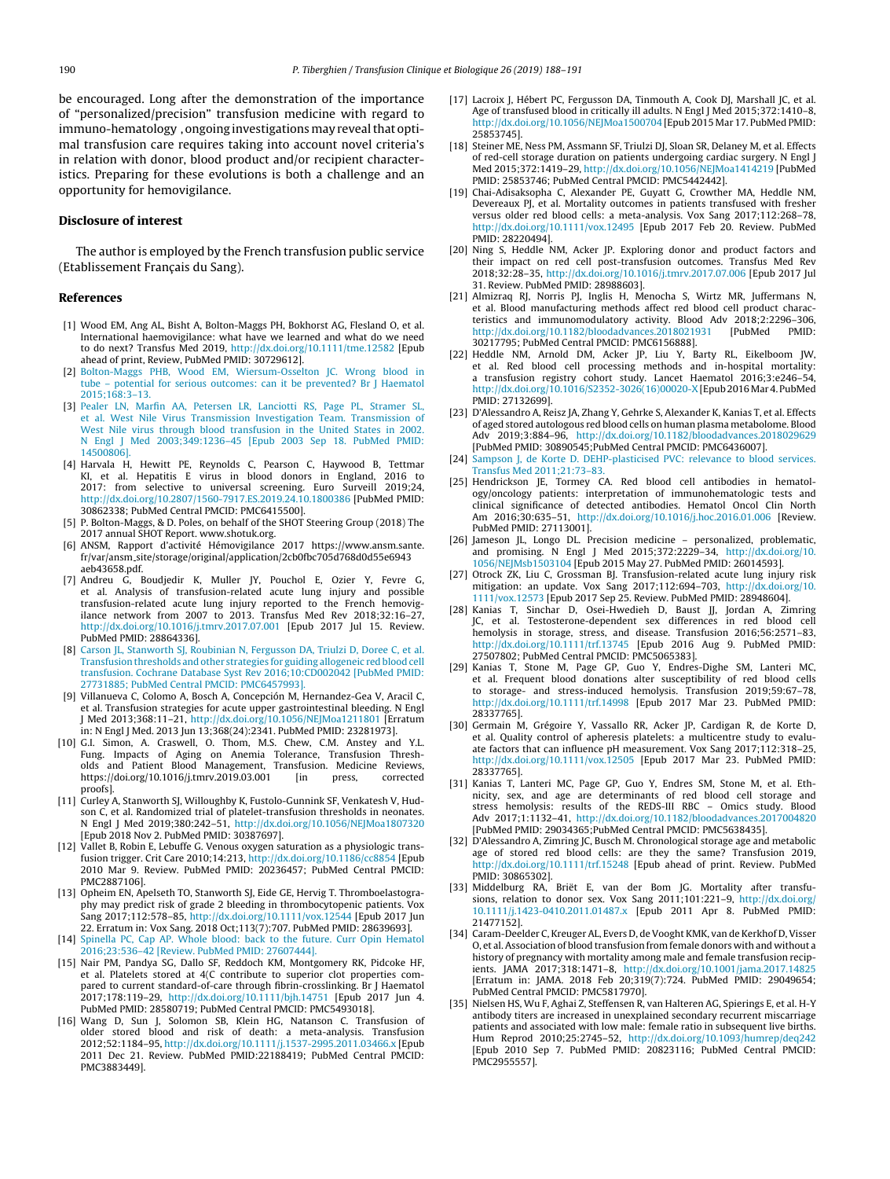be encouraged. Long after the demonstration of the importance of "personalized/precision" transfusion medicine with regard to immuno-hematology , ongoing investigations may reveal that optimal transfusion care requires taking into account novel criteria's in relation with donor, blood product and/or recipient characteristics. Preparing for these evolutions is both a challenge and an opportunity for hemovigilance.

## Disclosure of interest

The author is employed by the French transfusion public service (Etablissement Français du Sang).

## References

[1] Wood EM, Ang AL, Bisht A, Bolton-Maggs PH, Bokhorst AG, Flesland O, et al. International haemovigilance: what have we learned and what do we need to do next? Transfus Med 2019, http://dx.doi.org/10.1111/tme.12582 [Epub ahead of print, Review, PubMed PMID: 30729612].

[2] Bolton-Maggs PHB, Wood EM, Wiersum-Osselton JC. Wrong blood in tube – potential for serious outcomes: can it be prevented? Br J Haematol 2015;168:3–13.

[3] Pealer LN, Marfin AA, Petersen LR, Lanciotti RS, Page PL, Stramer SL, et al. West Nile Virus Transmission Investigation Team. Transmission of West Nile virus through blood transfusion in the United States in 2002. N Engl J Med 2003;349:1236–45 [Epub 2003 Sep 18. PubMed PMID: 14500806].

[4] Harvala H, Hewitt PE, Reynolds C, Pearson C, Haywood B, Tettmar KI, et al. Hepatitis E virus in blood donors in England, 2016 to 2017: from selective to universal screening. Euro Surveill 2019;24, http://dx.doi.org/10.2807/1560-7917.ES.2019.24.10.1800386 [PubMed PMID: 30862338; PubMed Central PMCID: PMC6415500].

[5] P. Bolton-Maggs, & D. Poles, on behalf of the SHOT Steering Group (2018) The 2017 annual SHOT Report. www.shotuk.org.

[6] ANSM, Rapport d'activité Hémovigilance 2017 https://www.ansm.sante.fr/var/ansm_site/storage/original/application/2cb0fbc705d768d0d55e6943aeb43658.pdf.

[7] Andreu G, Boudjedir K, Muller JY, Pouchol E, Ozier Y, Fevre G, et al. Analysis of transfusion-related acute lung injury and possible transfusion-related acute lung injury reported to the French hemovigilance network from 2007 to 2013. Transfus Med Rev 2018;32:16–27, http://dx.doi.org/10.1016/j.tmrv.2017.07.001 [Epub 2017 Jul 15. Review. PubMed PMID: 28864336].

[8] Carson JL, Stanworth SJ, Roubinian N, Fergusson DA, Triulzi D, Doree C, et al. Transfusion thresholds and other strategies for guiding allogeneic red blood cell transfusion. Cochrane Database Syst Rev 2016;10:CD002042 [PubMed PMID: 27731885; PubMed Central PMCID: PMC6457993].

[9] Villanueva C, Colomo A, Bosch A, Concepción M, Hernandez-Gea V, Aracil C, et al. Transfusion strategies for acute upper gastrointestinal bleeding. N Engl J Med 2013;368:11–21, http://dx.doi.org/10.1056/NEJMoa1211801 [Erratum in: N Engl J Med. 2013 Jun 13;368(24):2341. PubMed PMID: 23281973].

[10] G.I. Simon, A. Craswell, O. Thom, M.S. Chew, C.M. Anstey and Y.L. Fung. Impacts of Aging on Anemia Tolerance, Transfusion Thresholds and Patient Blood Management, Transfusion. Medicine Reviews, https://doi.org/10.1016/j.tmrv.2019.03.001 [in press, corrected proofs].

[11] Curley A, Stanworth SJ, Willoughby K, Fustolo-Gunnink SF, Venkatesh V, Hudson C, et al. Randomized trial of platelet-transfusion thresholds in neonates. N Engl J Med 2019;380:242–51, http://dx.doi.org/10.1056/NEJMoa1807320 [Epub 2018 Nov 2. PubMed PMID: 30387697].

[12] Vallet B, Robin E, Lebuffe G. Venous oxygen saturation as a physiologic transfusion trigger. Crit Care 2010;14:213, http://dx.doi.org/10.1186/cc8854 [Epub 2010 Mar 9. Review. PubMed PMID: 20236457; PubMed Central PMCID: PMC2887106].

[13] Opheim EN, Apelseth TO, Stanworth SJ, Eide GE, Hervig T. Thromboelastography may predict risk of grade 2 bleeding in thrombocytopenic patients. Vox Sang 2017;112:578–85, http://dx.doi.org/10.1111/vox.12544 [Epub 2017 Jun 22. Erratum in: Vox Sang. 2018 Oct;113(7):707. PubMed PMID: 28639693].

[14] Spinella PC, Cap AP. Whole blood: back to the future. Curr Opin Hematol 2016;23:536–42 [Review. PubMed PMID: 27607444].

[15] Nair PM, Pandya SG, Dallo SF, Reddoch KM, Montgomery RK, Pidcoke HF, et al. Platelets stored at 4(C contribute to superior clot properties compared to current standard-of-care through fibrin-crosslinking. Br J Haematol 2017;178:119–29, http://dx.doi.org/10.1111/bjh.14751 [Epub 2017 Jun 4. PubMed PMID: 28580719; PubMed Central PMCID: PMC5493018].

[16] Wang D, Sun J, Solomon SB, Klein HG, Natanson C. Transfusion of older stored blood and risk of death: a meta-analysis. Transfusion 2012;52:1184–95, http://dx.doi.org/10.1111/j.1537-2995.2011.03466.x [Epub 2011 Dec 21. Review. PubMed PMID:22188419; PubMed Central PMCID: PMC3883449].

[17] Lacroix J, Hébert PC, Fergusson DA, Tinmouth A, Cook DJ, Marshall JC, et al. Age of transfused blood in critically ill adults. N Engl J Med 2015;372:1410–8, http://dx.doi.org/10.1056/NEJMoa1500704 [Epub 2015 Mar 17. PubMed PMID: 25853745].

[18] Steiner ME, Ness PM, Assmann SF, Triulzi DJ, Sloan SR, Delaney M, et al. Effects of red-cell storage duration on patients undergoing cardiac surgery. N Engl J Med 2015;372:1419–29, http://dx.doi.org/10.1056/NEJMoa1414219 [PubMed PMID: 25853746; PubMed Central PMCID: PMC5442442].

[19] Chai-Adisaksopha C, Alexander PE, Guyatt G, Crowther MA, Heddle NM, Devereaux PJ, et al. Mortality outcomes in patients transfused with fresher versus older red blood cells: a meta-analysis. Vox Sang 2017;112:268–78, http://dx.doi.org/10.1111/vox.12495 [Epub 2017 Feb 20. Review. PubMed PMID: 28220494].

[20] Ning S, Heddle NM, Acker JP. Exploring donor and product factors and their impact on red cell post-transfusion outcomes. Transfus Med Rev 2018;32:28–35, http://dx.doi.org/10.1016/j.tmrv.2017.07.006 [Epub 2017 Jul 31. Review. PubMed PMID: 28988603].

[21] Almizraq RJ, Norris PJ, Inglis H, Menocha S, Wirtz MR, Juffermans N, et al. Blood manufacturing methods affect red blood cell product characteristics and immunomodulatory activity. Blood Adv 2018;2:2296–306, http://dx.doi.org/10.1182/bloodadvances.2018021931 [PubMed PMID: 30217795; PubMed Central PMCID: PMC6156888].

[22] Heddle NM, Arnold DM, Acker JP, Liu Y, Barty RL, Eikelboom JW, et al. Red blood cell processing methods and in-hospital mortality: a transfusion registry cohort study. Lancet Haematol 2016;3:e246–54, http://dx.doi.org/10.1016/S2352-3026(16)00020-X [Epub 2016 Mar 4. PubMed PMID: 27132699].

[23] D'Alessandro A, Reisz JA, Zhang Y, Gehrke S, Alexander K, Kanias T, et al. Effects of aged stored autologous red blood cells on human plasma metabolome. Blood Adv 2019;3:884–96, http://dx.doi.org/10.1182/bloodadvances.2018029629 [PubMed PMID: 30890545;PubMed Central PMCID: PMC6436007].

[24] Sampson J, de Korte D. DEHP-plasticised PVC: relevance to blood services. Transfus Med 2011;21:73–83.

[25] Hendrickson JE, Tormey CA. Red blood cell antibodies in hematology/oncology patients: interpretation of immunohematologic tests and clinical significance of detected antibodies. Hematol Oncol Clin North Am 2016;30:635–51, http://dx.doi.org/10.1016/j.hoc.2016.01.006 [Review. PubMed PMID: 27113001].

[26] Jameson JL, Longo DL. Precision medicine – personalized, problematic, and promising. N Engl J Med 2015;372:2229–34, http://dx.doi.org/10.1056/NEJMsb1503104 [Epub 2015 May 27. PubMed PMID: 26014593].

[27] Otrock ZK, Liu C, Grossman BJ. Transfusion-related acute lung injury risk mitigation: an update. Vox Sang 2017;112:694–703, http://dx.doi.org/10.1111/vox.12573 [Epub 2017 Sep 25. Review. PubMed PMID: 28948604].

[28] Kanias T, Sinchar D, Osei-Hwedieh D, Baust JJ, Jordan A, Zimring JC, et al. Testosterone-dependent sex differences in red blood cell hemolysis in storage, stress, and disease. Transfusion 2016;56:2571–83, http://dx.doi.org/10.1111/trf.13745 [Epub 2016 Aug 9. PubMed PMID: 27507802; PubMed Central PMCID: PMC5065383].

[29] Kanias T, Stone M, Page GP, Guo Y, Endres-Dighe SM, Lanteri MC, et al. Frequent blood donations alter susceptibility of red blood cells to storage- and stress-induced hemolysis. Transfusion 2019;59:67–78, http://dx.doi.org/10.1111/trf.14998 [Epub 2017 Mar 23. PubMed PMID: 28337765].

[30] Germain M, Grégoire Y, Vassallo RR, Acker JP, Cardigan R, de Korte D, et al. Quality control of apheresis platelets: a multicentre study to evaluate factors that can influence pH measurement. Vox Sang 2017;112:318–25, http://dx.doi.org/10.1111/vox.12505 [Epub 2017 Mar 23. PubMed PMID: 28337765].

[31] Kanias T, Lanteri MC, Page GP, Guo Y, Endres SM, Stone M, et al. Ethnicity, sex, and age are determinants of red blood cell storage and stress hemolysis: results of the REDS-III RBC – Omics study. Blood Adv 2017;1:1132–41, http://dx.doi.org/10.1182/bloodadvances.2017004820 [PubMed PMID: 29034365;PubMed Central PMCID: PMC5638435].

[32] D'Alessandro A, Zimring JC, Busch M. Chronological storage age and metabolic age of stored red blood cells: are they the same? Transfusion 2019, http://dx.doi.org/10.1111/trf.15248 [Epub ahead of print. Review. PubMed PMID: 30865302].

[33] Middelburg RA, Briët E, van der Bom JG. Mortality after transfusions, relation to donor sex. Vox Sang 2011;101:221–9, http://dx.doi.org/10.1111/j.1423-0410.2011.01487.x [Epub 2011 Apr 8. PubMed PMID: 21477152].

[34] Caram-Deelder C, Kreuger AL, Evers D, de Vooght KMK, van de Kerkhof D, Visser O, et al. Association of blood transfusion from female donors with and without a history of pregnancy with mortality among male and female transfusion recipients. JAMA 2017;318:1471–8, http://dx.doi.org/10.1001/jama.2017.14825 [Erratum in: JAMA. 2018 Feb 20;319(7):724. PubMed PMID: 29049654; PubMed Central PMCID: PMC5817970].

[35] Nielsen HS, Wu F, Aghai Z, Steffensen R, van Halteren AG, Spierings E, et al. H-Y antibody titers are increased in unexplained secondary recurrent miscarriage patients and associated with low male: female ratio in subsequent live births. Hum Reprod 2010;25:2745–52, http://dx.doi.org/10.1093/humrep/deq242 [Epub 2010 Sep 7. PubMed PMID: 20823116; PubMed Central PMCID: PMC2955557].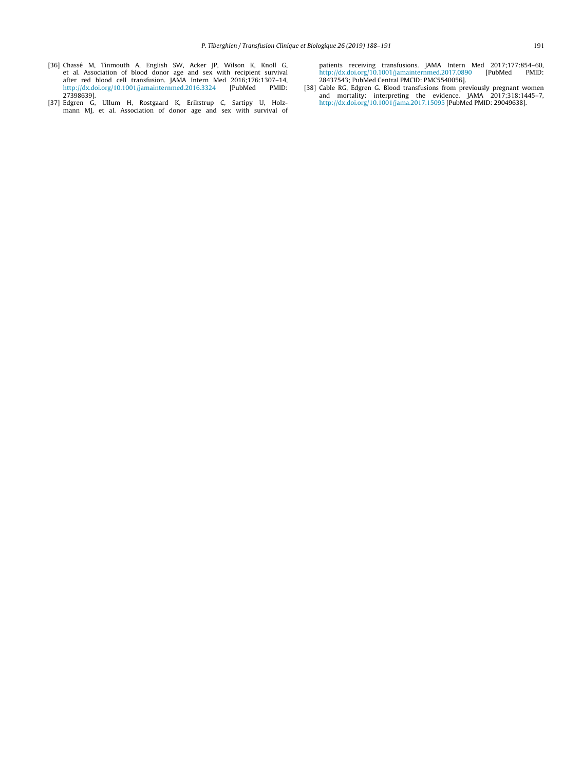[36] Chassé M, Tinmouth A, English SW, Acker JP, Wilson K, Knoll G, et al. Association of blood donor age and sex with recipient survival after red blood cell transfusion. JAMA Intern Med 2016;176:1307–14, http://dx.doi.org/10.1001/jamainternmed.2016.3324 [PubMed PMID: 27398639].

[37] Edgren G, Ullum H, Rostgaard K, Erikstrup C, Sartipy U, Holzmann MJ, et al. Association of donor age and sex with survival of patients receiving transfusions. JAMA Intern Med 2017;177:854–60, http://dx.doi.org/10.1001/jamainternmed.2017.0890 [PubMed PMID: 28437543; PubMed Central PMCID: PMC5540056].

[38] Cable RG, Edgren G. Blood transfusions from previously pregnant women and mortality: interpreting the evidence. JAMA 2017;318:1445–7, http://dx.doi.org/10.1001/jama.2017.15095 [PubMed PMID: 29049638].